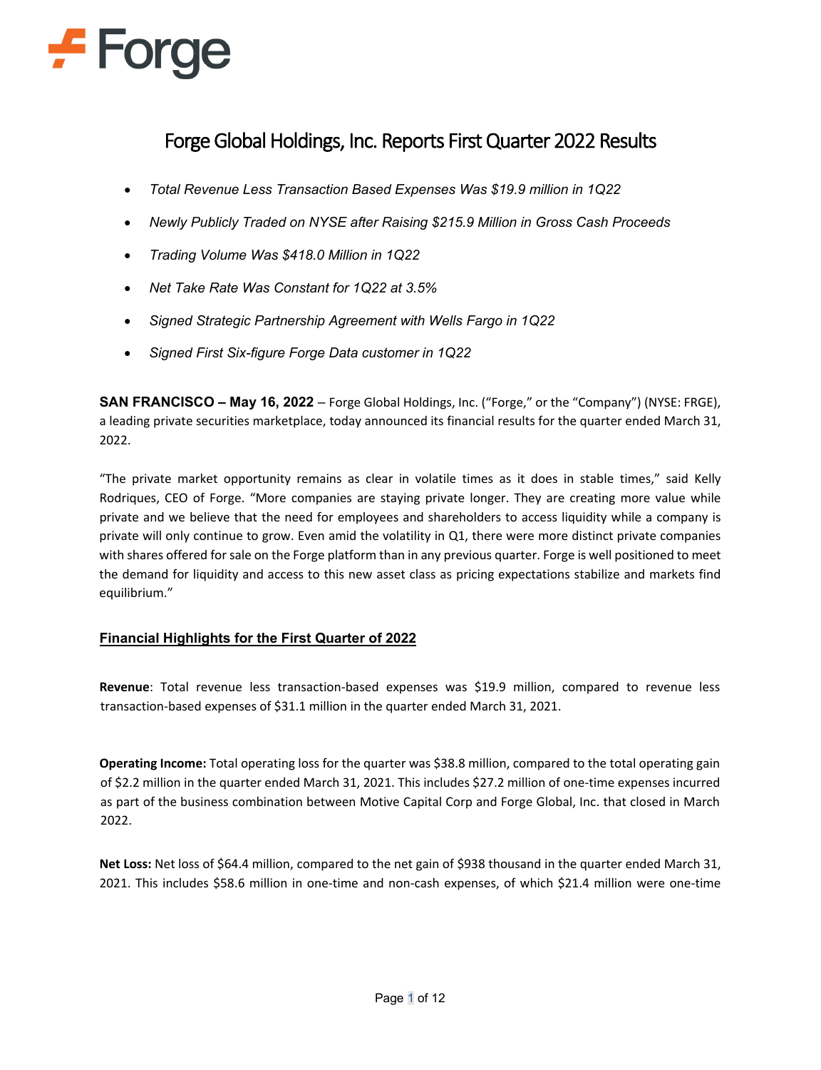Forge

# Forge Global Holdings, Inc. Reports First Quarter 2022 Results

- *Total Revenue Less Transaction Based Expenses Was $19.9 million in 1Q22*
- *Newly Publicly Traded on NYSE after Raising $215.9 Million in Gross Cash Proceeds*
- *Trading Volume Was $418.0 Million in 1Q22*
- *Net Take Rate Was Constant for 1Q22 at 3.5%*
- *Signed Strategic Partnership Agreement with Wells Fargo in 1Q22*
- *Signed First Six-figure Forge Data customer in 1Q22*

**SAN FRANCISCO – May 16, 2022** – Forge Global Holdings, Inc. ("Forge," or the "Company") (NYSE: FRGE), a leading private securities marketplace, today announced its financial results for the quarter ended March 31, 2022.

"The private market opportunity remains as clear in volatile times as it does in stable times," said Kelly Rodriques, CEO of Forge. "More companies are staying private longer. They are creating more value while private and we believe that the need for employees and shareholders to access liquidity while a company is private will only continue to grow. Even amid the volatility in Q1, there were more distinct private companies with shares offered for sale on the Forge platform than in any previous quarter. Forge is well positioned to meet the demand for liquidity and access to this new asset class as pricing expectations stabilize and markets find equilibrium."

## Financial Highlights for the First Quarter of 2022

**Revenue**: Total revenue less transaction-based expenses was $19.9 million, compared to revenue less transaction-based expenses of $31.1 million in the quarter ended March 31, 2021.

**Operating Income:** Total operating loss for the quarter was $38.8 million, compared to the total operating gain of $2.2 million in the quarter ended March 31, 2021. This includes $27.2 million of one-time expenses incurred as part of the business combination between Motive Capital Corp and Forge Global, Inc. that closed in March 2022.

**Net Loss:** Net loss of $64.4 million, compared to the net gain of $938 thousand in the quarter ended March 31, 2021. This includes $58.6 million in one-time and non-cash expenses, of which $21.4 million were one-time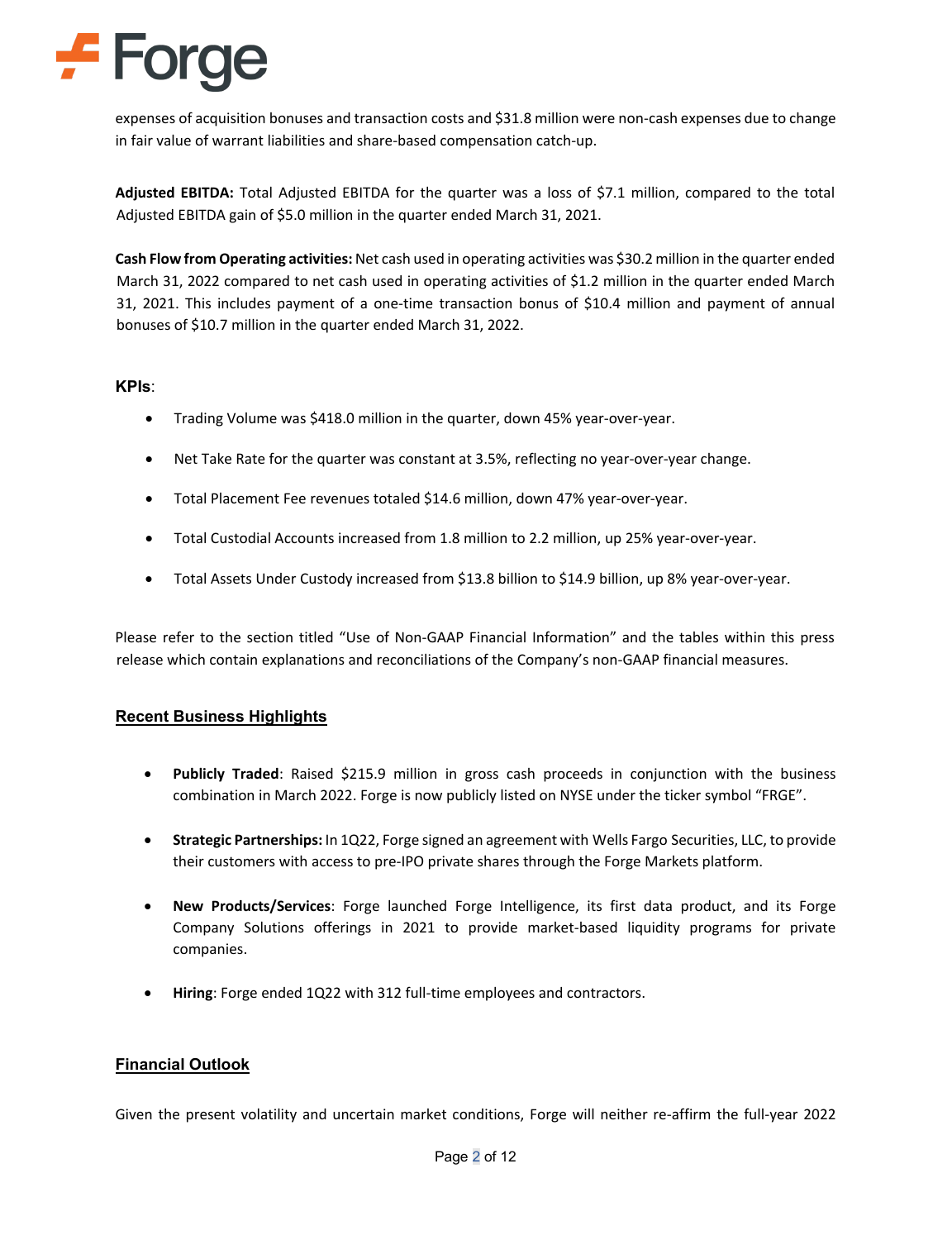expenses of acquisition bonuses and transaction costs and $31.8 million were non-cash expenses due to change in fair value of warrant liabilities and share-based compensation catch-up.

**Adjusted EBITDA:** Total Adjusted EBITDA for the quarter was a loss of $7.1 million, compared to the total Adjusted EBITDA gain of $5.0 million in the quarter ended March 31, 2021.

**Cash Flow from Operating activities:** Net cash used in operating activities was $30.2 million in the quarter ended March 31, 2022 compared to net cash used in operating activities of $1.2 million in the quarter ended March 31, 2021. This includes payment of a one-time transaction bonus of $10.4 million and payment of annual bonuses of $10.7 million in the quarter ended March 31, 2022.

**KPIs**:

- Trading Volume was $418.0 million in the quarter, down 45% year-over-year.
- Net Take Rate for the quarter was constant at 3.5%, reflecting no year-over-year change.
- Total Placement Fee revenues totaled $14.6 million, down 47% year-over-year.
- Total Custodial Accounts increased from 1.8 million to 2.2 million, up 25% year-over-year.
- Total Assets Under Custody increased from $13.8 billion to $14.9 billion, up 8% year-over-year.

Please refer to the section titled "Use of Non-GAAP Financial Information" and the tables within this press release which contain explanations and reconciliations of the Company's non-GAAP financial measures.

## Recent Business Highlights

- **Publicly Traded**: Raised $215.9 million in gross cash proceeds in conjunction with the business combination in March 2022. Forge is now publicly listed on NYSE under the ticker symbol "FRGE".
- **Strategic Partnerships:** In 1Q22, Forge signed an agreement with Wells Fargo Securities, LLC, to provide their customers with access to pre-IPO private shares through the Forge Markets platform.
- **New Products/Services**: Forge launched Forge Intelligence, its first data product, and its Forge Company Solutions offerings in 2021 to provide market-based liquidity programs for private companies.
- **Hiring**: Forge ended 1Q22 with 312 full-time employees and contractors.

## Financial Outlook

Given the present volatility and uncertain market conditions, Forge will neither re-affirm the full-year 2022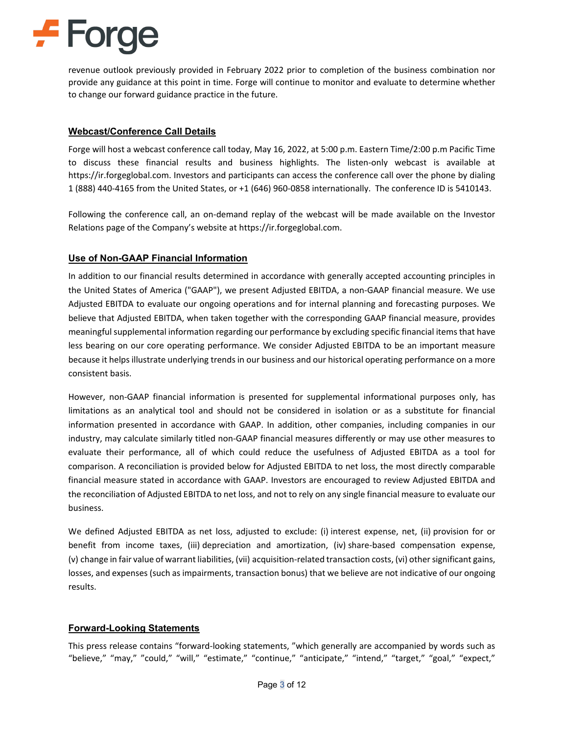revenue outlook previously provided in February 2022 prior to completion of the business combination nor provide any guidance at this point in time. Forge will continue to monitor and evaluate to determine whether to change our forward guidance practice in the future.

## Webcast/Conference Call Details

Forge will host a webcast conference call today, May 16, 2022, at 5:00 p.m. Eastern Time/2:00 p.m Pacific Time to discuss these financial results and business highlights. The listen-only webcast is available at https://ir.forgeglobal.com. Investors and participants can access the conference call over the phone by dialing 1 (888) 440-4165 from the United States, or +1 (646) 960-0858 internationally. The conference ID is 5410143.

Following the conference call, an on-demand replay of the webcast will be made available on the Investor Relations page of the Company's website at https://ir.forgeglobal.com.

## Use of Non-GAAP Financial Information

In addition to our financial results determined in accordance with generally accepted accounting principles in the United States of America ("GAAP"), we present Adjusted EBITDA, a non-GAAP financial measure. We use Adjusted EBITDA to evaluate our ongoing operations and for internal planning and forecasting purposes. We believe that Adjusted EBITDA, when taken together with the corresponding GAAP financial measure, provides meaningful supplemental information regarding our performance by excluding specific financial items that have less bearing on our core operating performance. We consider Adjusted EBITDA to be an important measure because it helps illustrate underlying trends in our business and our historical operating performance on a more consistent basis.

However, non-GAAP financial information is presented for supplemental informational purposes only, has limitations as an analytical tool and should not be considered in isolation or as a substitute for financial information presented in accordance with GAAP. In addition, other companies, including companies in our industry, may calculate similarly titled non-GAAP financial measures differently or may use other measures to evaluate their performance, all of which could reduce the usefulness of Adjusted EBITDA as a tool for comparison. A reconciliation is provided below for Adjusted EBITDA to net loss, the most directly comparable financial measure stated in accordance with GAAP. Investors are encouraged to review Adjusted EBITDA and the reconciliation of Adjusted EBITDA to net loss, and not to rely on any single financial measure to evaluate our business.

We defined Adjusted EBITDA as net loss, adjusted to exclude: (i) interest expense, net, (ii) provision for or benefit from income taxes, (iii) depreciation and amortization, (iv) share-based compensation expense, (v) change in fair value of warrant liabilities, (vii) acquisition-related transaction costs, (vi) other significant gains, losses, and expenses (such as impairments, transaction bonus) that we believe are not indicative of our ongoing results.

## Forward-Looking Statements

This press release contains "forward-looking statements, "which generally are accompanied by words such as "believe," "may," "could," "will," "estimate," "continue," "anticipate," "intend," "target," "goal," "expect,"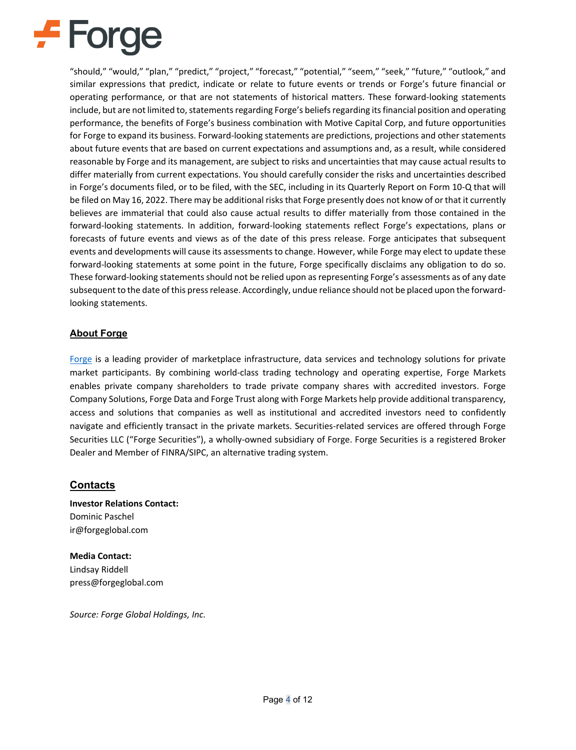"should," "would," "plan," "predict," "project," "forecast," "potential," "seem," "seek," "future," "outlook," and similar expressions that predict, indicate or relate to future events or trends or Forge's future financial or operating performance, or that are not statements of historical matters. These forward-looking statements include, but are not limited to, statements regarding Forge's beliefs regarding its financial position and operating performance, the benefits of Forge's business combination with Motive Capital Corp, and future opportunities for Forge to expand its business. Forward-looking statements are predictions, projections and other statements about future events that are based on current expectations and assumptions and, as a result, while considered reasonable by Forge and its management, are subject to risks and uncertainties that may cause actual results to differ materially from current expectations. You should carefully consider the risks and uncertainties described in Forge's documents filed, or to be filed, with the SEC, including in its Quarterly Report on Form 10-Q that will be filed on May 16, 2022. There may be additional risks that Forge presently does not know of or that it currently believes are immaterial that could also cause actual results to differ materially from those contained in the forward-looking statements. In addition, forward-looking statements reflect Forge's expectations, plans or forecasts of future events and views as of the date of this press release. Forge anticipates that subsequent events and developments will cause its assessments to change. However, while Forge may elect to update these forward-looking statements at some point in the future, Forge specifically disclaims any obligation to do so. These forward-looking statements should not be relied upon as representing Forge's assessments as of any date subsequent to the date of this press release. Accordingly, undue reliance should not be placed upon the forward-looking statements.

## About Forge

Forge is a leading provider of marketplace infrastructure, data services and technology solutions for private market participants. By combining world-class trading technology and operating expertise, Forge Markets enables private company shareholders to trade private company shares with accredited investors. Forge Company Solutions, Forge Data and Forge Trust along with Forge Markets help provide additional transparency, access and solutions that companies as well as institutional and accredited investors need to confidently navigate and efficiently transact in the private markets. Securities-related services are offered through Forge Securities LLC ("Forge Securities"), a wholly-owned subsidiary of Forge. Forge Securities is a registered Broker Dealer and Member of FINRA/SIPC, an alternative trading system.

## Contacts

**Investor Relations Contact:**
Dominic Paschel
ir@forgeglobal.com

**Media Contact:**
Lindsay Riddell
press@forgeglobal.com

*Source: Forge Global Holdings, Inc.*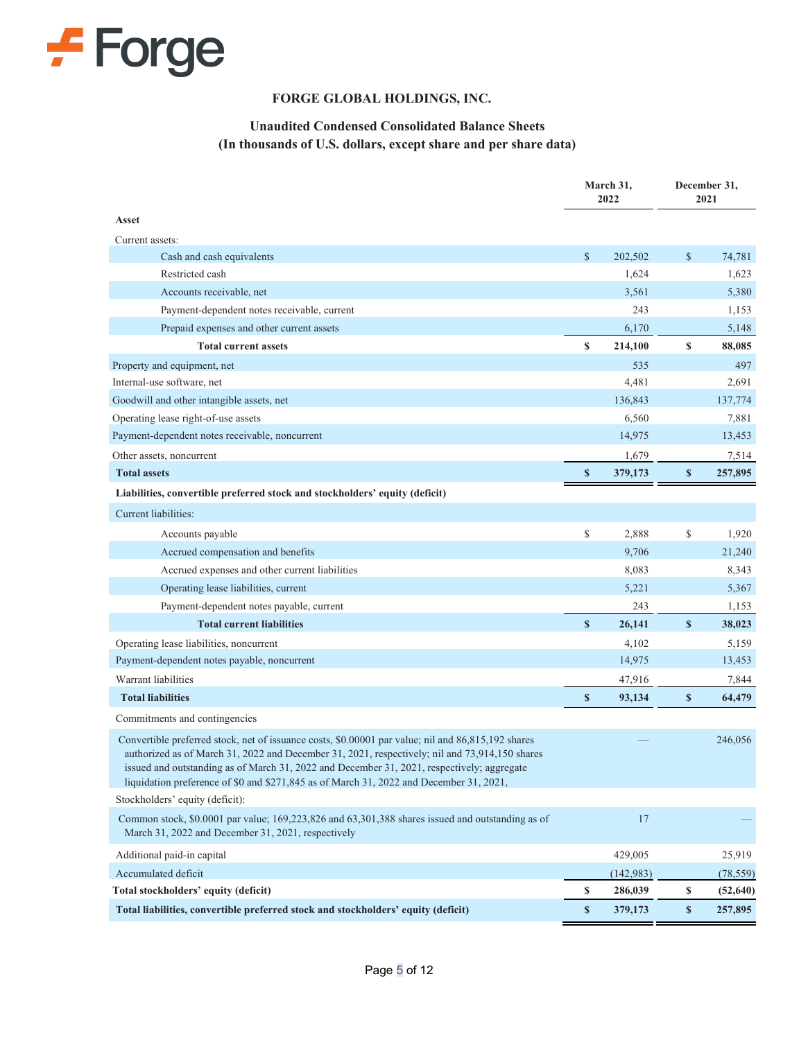# FORGE GLOBAL HOLDINGS, INC.

## Unaudited Condensed Consolidated Balance Sheets
## (In thousands of U.S. dollars, except share and per share data)

| | March 31, 2022 | December 31, 2021 |
|---|---|---|
| **Asset** | | |
| Current assets: | | |
| Cash and cash equivalents | $ 202,502 | $ 74,781 |
| Restricted cash | 1,624 | 1,623 |
| Accounts receivable, net | 3,561 | 5,380 |
| Payment-dependent notes receivable, current | 243 | 1,153 |
| Prepaid expenses and other current assets | 6,170 | 5,148 |
| **Total current assets** | **$ 214,100** | **$ 88,085** |
| Property and equipment, net | 535 | 497 |
| Internal-use software, net | 4,481 | 2,691 |
| Goodwill and other intangible assets, net | 136,843 | 137,774 |
| Operating lease right-of-use assets | 6,560 | 7,881 |
| Payment-dependent notes receivable, noncurrent | 14,975 | 13,453 |
| Other assets, noncurrent | 1,679 | 7,514 |
| **Total assets** | **$ 379,173** | **$ 257,895** |
| **Liabilities, convertible preferred stock and stockholders' equity (deficit)** | | |
| Current liabilities: | | |
| Accounts payable | $ 2,888 | $ 1,920 |
| Accrued compensation and benefits | 9,706 | 21,240 |
| Accrued expenses and other current liabilities | 8,083 | 8,343 |
| Operating lease liabilities, current | 5,221 | 5,367 |
| Payment-dependent notes payable, current | 243 | 1,153 |
| **Total current liabilities** | **$ 26,141** | **$ 38,023** |
| Operating lease liabilities, noncurrent | 4,102 | 5,159 |
| Payment-dependent notes payable, noncurrent | 14,975 | 13,453 |
| Warrant liabilities | 47,916 | 7,844 |
| **Total liabilities** | **$ 93,134** | **$ 64,479** |
| Commitments and contingencies | | |
| Convertible preferred stock, net of issuance costs, $0.00001 par value; nil and 86,815,192 shares authorized as of March 31, 2022 and December 31, 2021, respectively; nil and 73,914,150 shares issued and outstanding as of March 31, 2022 and December 31, 2021, respectively; aggregate liquidation preference of $0 and $271,845 as of March 31, 2022 and December 31, 2021, | — | 246,056 |
| Stockholders' equity (deficit): | | |
| Common stock, $0.0001 par value; 169,223,826 and 63,301,388 shares issued and outstanding as of March 31, 2022 and December 31, 2021, respectively | 17 | — |
| Additional paid-in capital | 429,005 | 25,919 |
| Accumulated deficit | (142,983) | (78,559) |
| **Total stockholders' equity (deficit)** | **$ 286,039** | **$ (52,640)** |
| **Total liabilities, convertible preferred stock and stockholders' equity (deficit)** | **$ 379,173** | **$ 257,895** |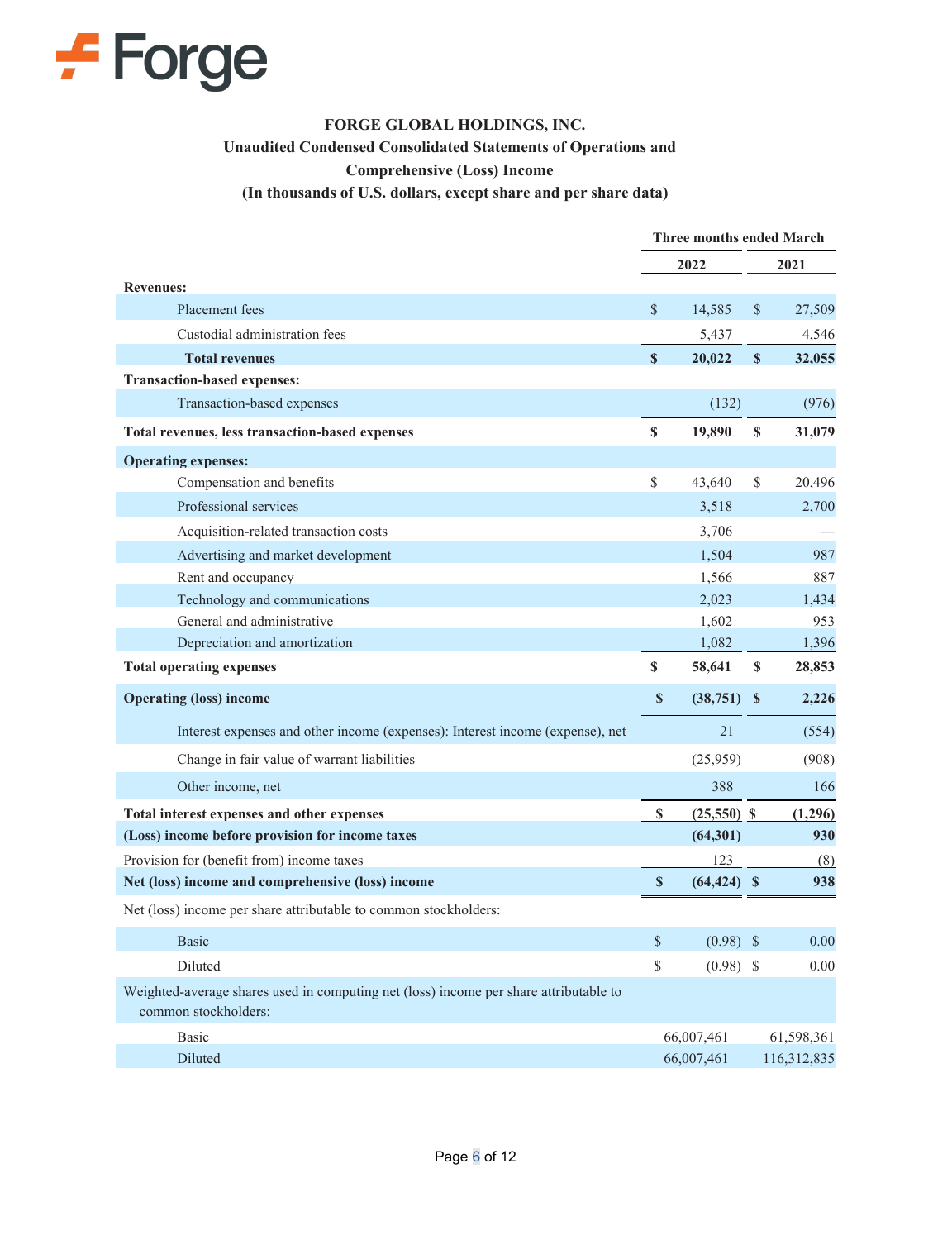# FORGE GLOBAL HOLDINGS, INC.

## Unaudited Condensed Consolidated Statements of Operations and Comprehensive (Loss) Income

### (In thousands of U.S. dollars, except share and per share data)

| | Three months ended March | |
|---|---|---|
| | 2022 | 2021 |
| **Revenues:** | | |
| Placement fees | $ 14,585 | $ 27,509 |
| Custodial administration fees | 5,437 | 4,546 |
| **Total revenues** | **$ 20,022** | **$ 32,055** |
| **Transaction-based expenses:** | | |
| Transaction-based expenses | (132) | (976) |
| **Total revenues, less transaction-based expenses** | **$ 19,890** | **$ 31,079** |
| **Operating expenses:** | | |
| Compensation and benefits | $ 43,640 | $ 20,496 |
| Professional services | 3,518 | 2,700 |
| Acquisition-related transaction costs | 3,706 | — |
| Advertising and market development | 1,504 | 987 |
| Rent and occupancy | 1,566 | 887 |
| Technology and communications | 2,023 | 1,434 |
| General and administrative | 1,602 | 953 |
| Depreciation and amortization | 1,082 | 1,396 |
| **Total operating expenses** | **$ 58,641** | **$ 28,853** |
| **Operating (loss) income** | **$ (38,751)** | **$ 2,226** |
| Interest expenses and other income (expenses): Interest income (expense), net | 21 | (554) |
| Change in fair value of warrant liabilities | (25,959) | (908) |
| Other income, net | 388 | 166 |
| **Total interest expenses and other expenses** | **$ (25,550)** | **$ (1,296)** |
| **(Loss) income before provision for income taxes** | **(64,301)** | **930** |
| Provision for (benefit from) income taxes | 123 | (8) |
| **Net (loss) income and comprehensive (loss) income** | **$ (64,424)** | **$ 938** |
| Net (loss) income per share attributable to common stockholders: | | |
| Basic | $ (0.98) | $ 0.00 |
| Diluted | $ (0.98) | $ 0.00 |
| Weighted-average shares used in computing net (loss) income per share attributable to common stockholders: | | |
| Basic | 66,007,461 | 61,598,361 |
| Diluted | 66,007,461 | 116,312,835 |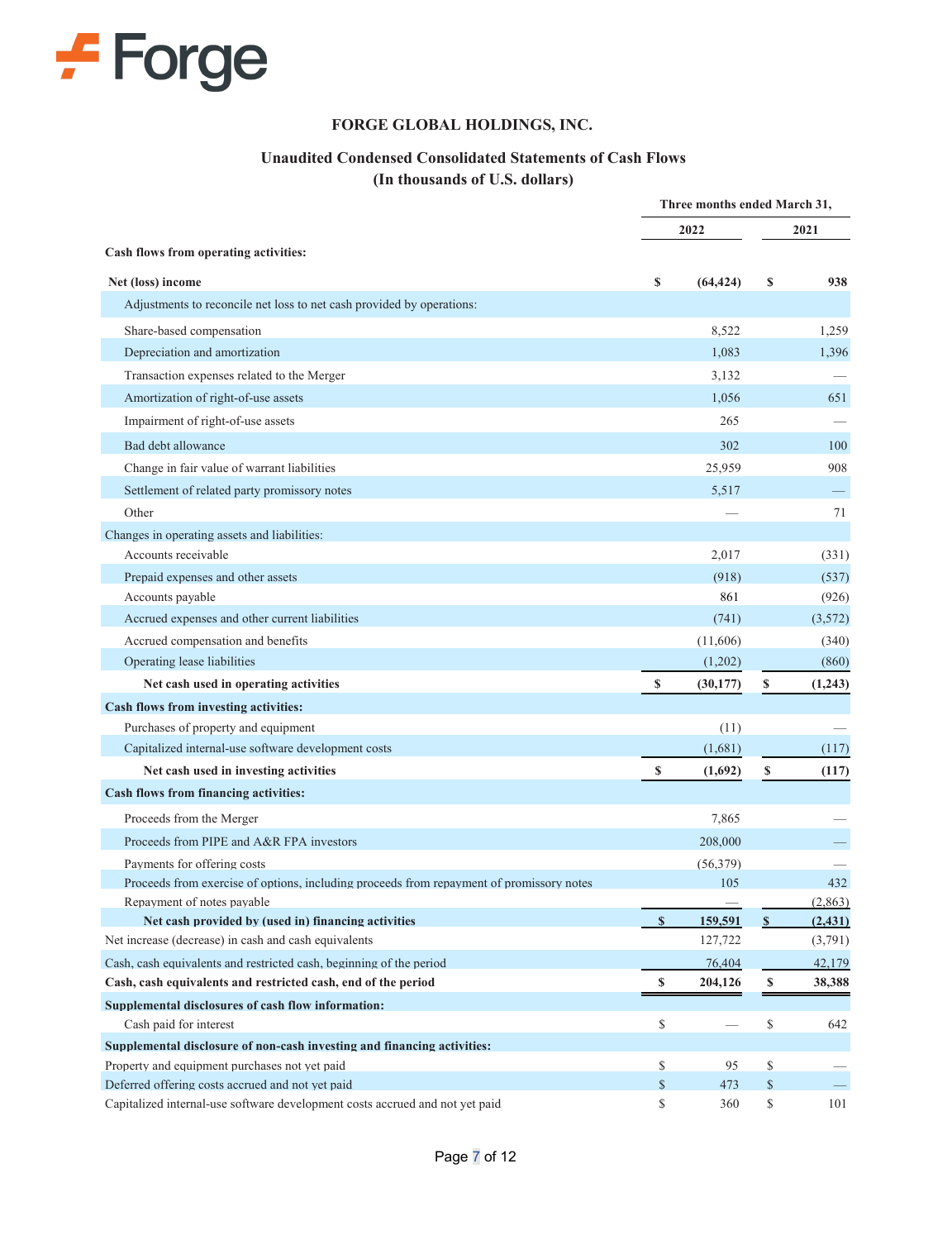Forge

**FORGE GLOBAL HOLDINGS, INC.**

**Unaudited Condensed Consolidated Statements of Cash Flows**
**(In thousands of U.S. dollars)**

| | Three months ended March 31, | |
|---|---|---|
| | 2022 | 2021 |
| **Cash flows from operating activities:** | | |
| **Net (loss) income** | **$ (64,424)** | **$ 938** |
| Adjustments to reconcile net loss to net cash provided by operations: | | |
| Share-based compensation | 8,522 | 1,259 |
| Depreciation and amortization | 1,083 | 1,396 |
| Transaction expenses related to the Merger | 3,132 | — |
| Amortization of right-of-use assets | 1,056 | 651 |
| Impairment of right-of-use assets | 265 | — |
| Bad debt allowance | 302 | 100 |
| Change in fair value of warrant liabilities | 25,959 | 908 |
| Settlement of related party promissory notes | 5,517 | — |
| Other | — | 71 |
| Changes in operating assets and liabilities: | | |
| Accounts receivable | 2,017 | (331) |
| Prepaid expenses and other assets | (918) | (537) |
| Accounts payable | 861 | (926) |
| Accrued expenses and other current liabilities | (741) | (3,572) |
| Accrued compensation and benefits | (11,606) | (340) |
| Operating lease liabilities | (1,202) | (860) |
| **Net cash used in operating activities** | **$ (30,177)** | **$ (1,243)** |
| **Cash flows from investing activities:** | | |
| Purchases of property and equipment | (11) | — |
| Capitalized internal-use software development costs | (1,681) | (117) |
| **Net cash used in investing activities** | **$ (1,692)** | **$ (117)** |
| **Cash flows from financing activities:** | | |
| Proceeds from the Merger | 7,865 | — |
| Proceeds from PIPE and A&R FPA investors | 208,000 | — |
| Payments for offering costs | (56,379) | — |
| Proceeds from exercise of options, including proceeds from repayment of promissory notes | 105 | 432 |
| Repayment of notes payable | — | (2,863) |
| **Net cash provided by (used in) financing activities** | **$ 159,591** | **$ (2,431)** |
| Net increase (decrease) in cash and cash equivalents | 127,722 | (3,791) |
| Cash, cash equivalents and restricted cash, beginning of the period | 76,404 | 42,179 |
| **Cash, cash equivalents and restricted cash, end of the period** | **$ 204,126** | **$ 38,388** |
| **Supplemental disclosures of cash flow information:** | | |
| Cash paid for interest | $ — | $ 642 |
| **Supplemental disclosure of non-cash investing and financing activities:** | | |
| Property and equipment purchases not yet paid | $ 95 | $ — |
| Deferred offering costs accrued and not yet paid | $ 473 | $ — |
| Capitalized internal-use software development costs accrued and not yet paid | $ 360 | $ 101 |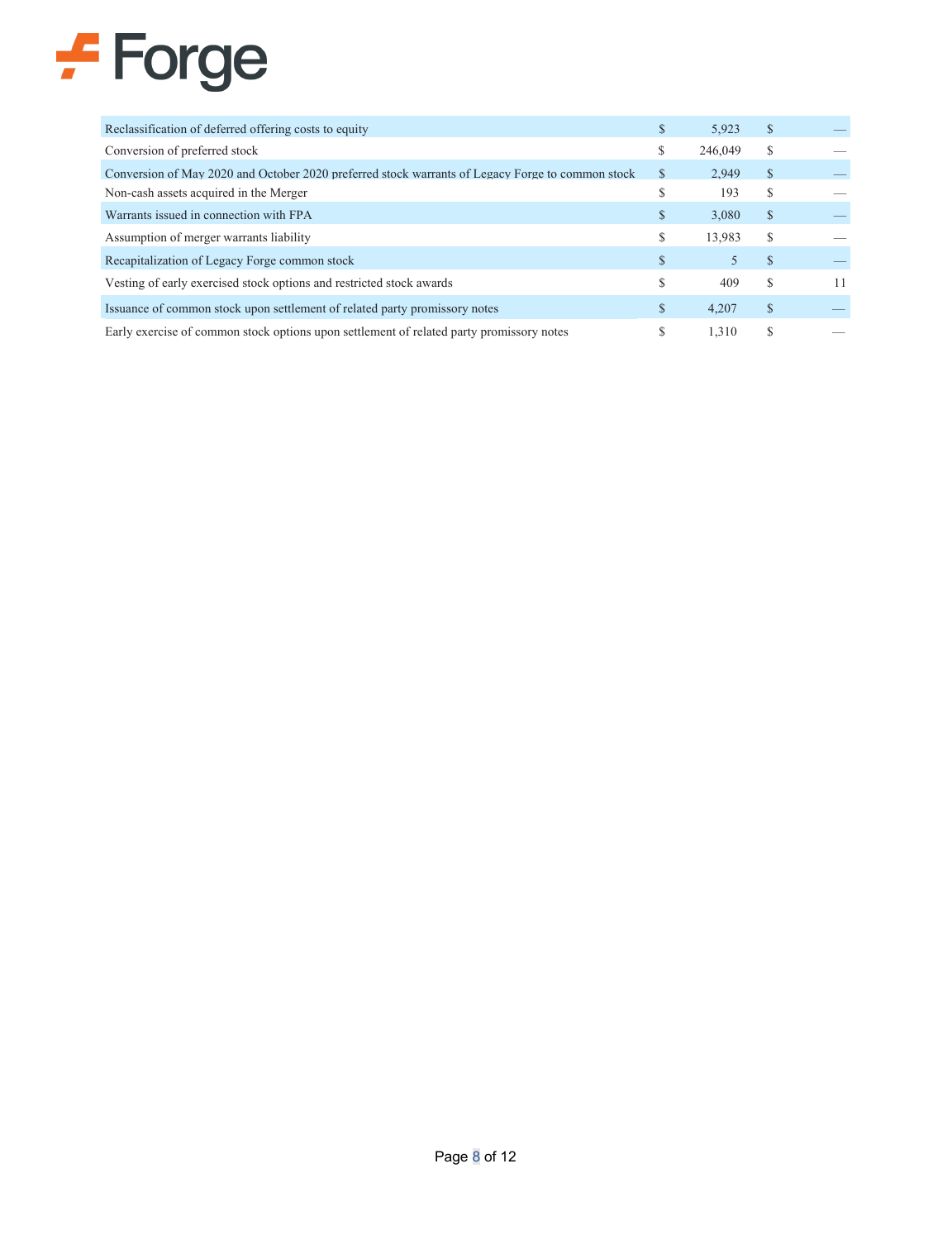| | | |
|---|---|---|
| Reclassification of deferred offering costs to equity | $ 5,923 | $ — |
| Conversion of preferred stock | $ 246,049 | $ — |
| Conversion of May 2020 and October 2020 preferred stock warrants of Legacy Forge to common stock | $ 2,949 | $ — |
| Non-cash assets acquired in the Merger | $ 193 | $ — |
| Warrants issued in connection with FPA | $ 3,080 | $ — |
| Assumption of merger warrants liability | $ 13,983 | $ — |
| Recapitalization of Legacy Forge common stock | $ 5 | $ — |
| Vesting of early exercised stock options and restricted stock awards | $ 409 | $ 11 |
| Issuance of common stock upon settlement of related party promissory notes | $ 4,207 | $ — |
| Early exercise of common stock options upon settlement of related party promissory notes | $ 1,310 | $ — |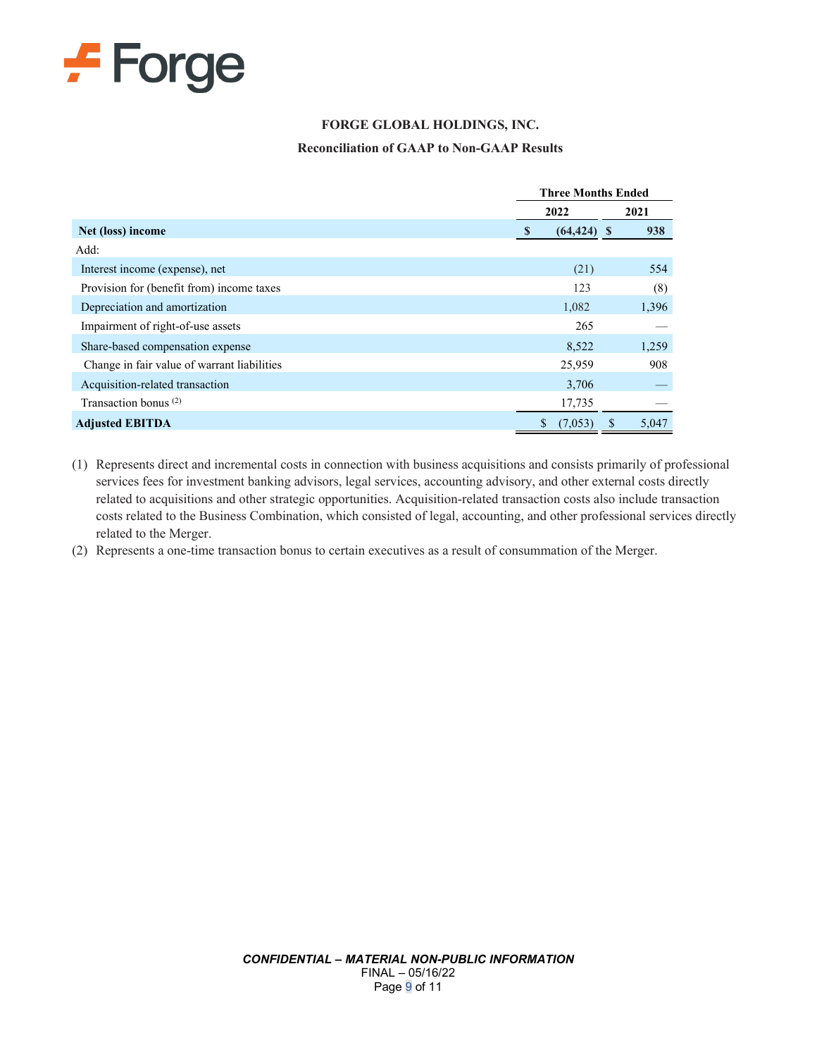Forge

**FORGE GLOBAL HOLDINGS, INC.**

**Reconciliation of GAAP to Non-GAAP Results**

| | Three Months Ended | |
|---|---|---|
| | **2022** | **2021** |
| **Net (loss) income** | **$ (64,424)** | **$ 938** |
| Add: | | |
| Interest income (expense), net | (21) | 554 |
| Provision for (benefit from) income taxes | 123 | (8) |
| Depreciation and amortization | 1,082 | 1,396 |
| Impairment of right-of-use assets | 265 | — |
| Share-based compensation expense | 8,522 | 1,259 |
| Change in fair value of warrant liabilities | 25,959 | 908 |
| Acquisition-related transaction | 3,706 | — |
| Transaction bonus (2) | 17,735 | — |
| **Adjusted EBITDA** | $ (7,053) | $ 5,047 |

(1) Represents direct and incremental costs in connection with business acquisitions and consists primarily of professional services fees for investment banking advisors, legal services, accounting advisory, and other external costs directly related to acquisitions and other strategic opportunities. Acquisition-related transaction costs also include transaction costs related to the Business Combination, which consisted of legal, accounting, and other professional services directly related to the Merger.

(2) Represents a one-time transaction bonus to certain executives as a result of consummation of the Merger.

***CONFIDENTIAL – MATERIAL NON-PUBLIC INFORMATION***

FINAL – 05/16/22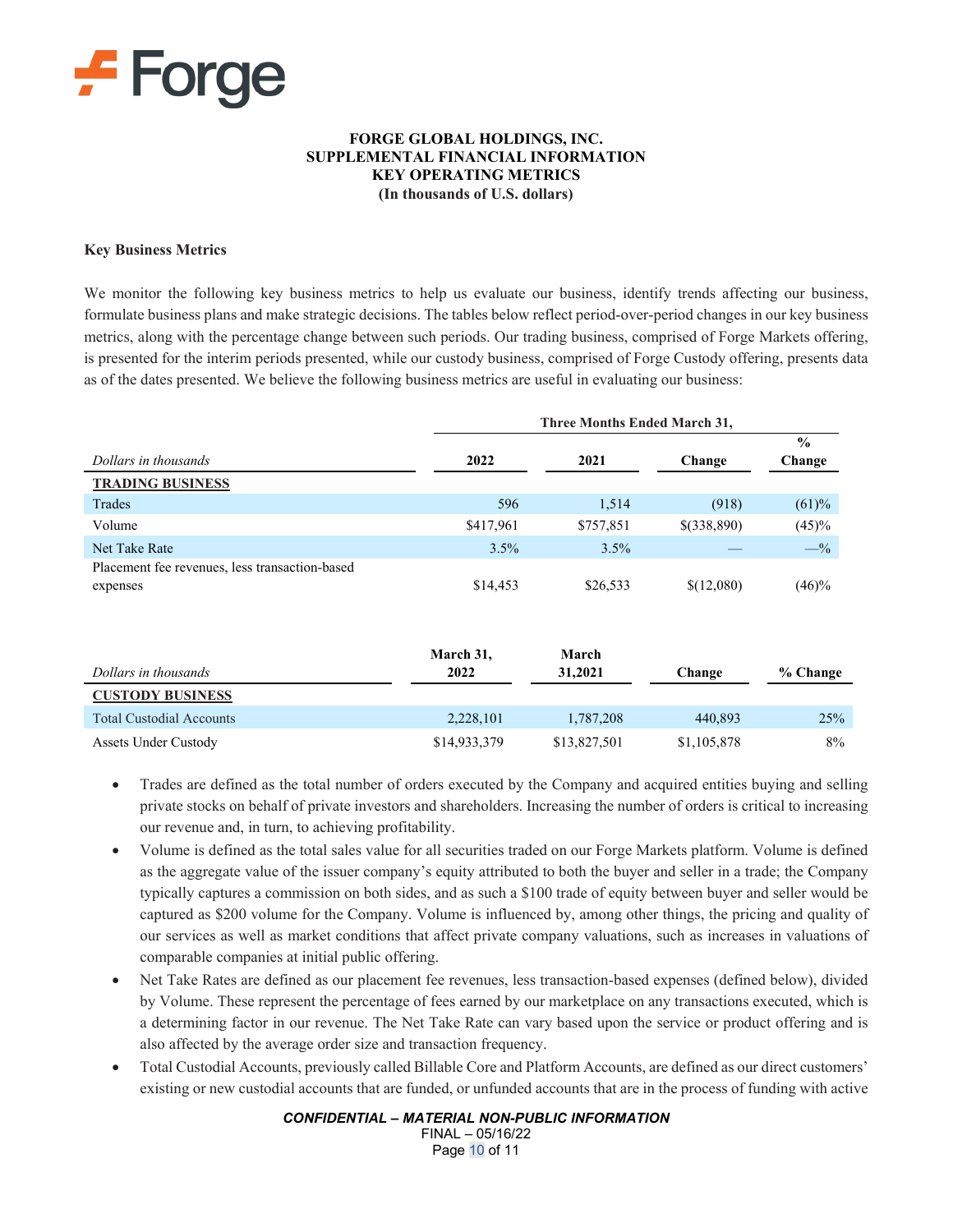**FORGE GLOBAL HOLDINGS, INC.**
**SUPPLEMENTAL FINANCIAL INFORMATION**
**KEY OPERATING METRICS**
**(In thousands of U.S. dollars)**

**Key Business Metrics**

We monitor the following key business metrics to help us evaluate our business, identify trends affecting our business, formulate business plans and make strategic decisions. The tables below reflect period-over-period changes in our key business metrics, along with the percentage change between such periods. Our trading business, comprised of Forge Markets offering, is presented for the interim periods presented, while our custody business, comprised of Forge Custody offering, presents data as of the dates presented. We believe the following business metrics are useful in evaluating our business:

| | Three Months Ended March 31, | | | |
|---|---|---|---|---|
| *Dollars in thousands* | 2022 | 2021 | Change | % Change |
| **TRADING BUSINESS** | | | | |
| Trades | 596 | 1,514 | (918) | (61)% |
| Volume | $417,961 | $757,851 | $(338,890) | (45)% |
| Net Take Rate | 3.5% | 3.5% | — | —% |
| Placement fee revenues, less transaction-based expenses | $14,453 | $26,533 | $(12,080) | (46)% |

| *Dollars in thousands* | March 31, 2022 | March 31,2021 | Change | % Change |
|---|---|---|---|---|
| **CUSTODY BUSINESS** | | | | |
| Total Custodial Accounts | 2,228,101 | 1,787,208 | 440,893 | 25% |
| Assets Under Custody | $14,933,379 | $13,827,501 | $1,105,878 | 8% |

- Trades are defined as the total number of orders executed by the Company and acquired entities buying and selling private stocks on behalf of private investors and shareholders. Increasing the number of orders is critical to increasing our revenue and, in turn, to achieving profitability.
- Volume is defined as the total sales value for all securities traded on our Forge Markets platform. Volume is defined as the aggregate value of the issuer company's equity attributed to both the buyer and seller in a trade; the Company typically captures a commission on both sides, and as such a $100 trade of equity between buyer and seller would be captured as $200 volume for the Company. Volume is influenced by, among other things, the pricing and quality of our services as well as market conditions that affect private company valuations, such as increases in valuations of comparable companies at initial public offering.
- Net Take Rates are defined as our placement fee revenues, less transaction-based expenses (defined below), divided by Volume. These represent the percentage of fees earned by our marketplace on any transactions executed, which is a determining factor in our revenue. The Net Take Rate can vary based upon the service or product offering and is also affected by the average order size and transaction frequency.
- Total Custodial Accounts, previously called Billable Core and Platform Accounts, are defined as our direct customers' existing or new custodial accounts that are funded, or unfunded accounts that are in the process of funding with active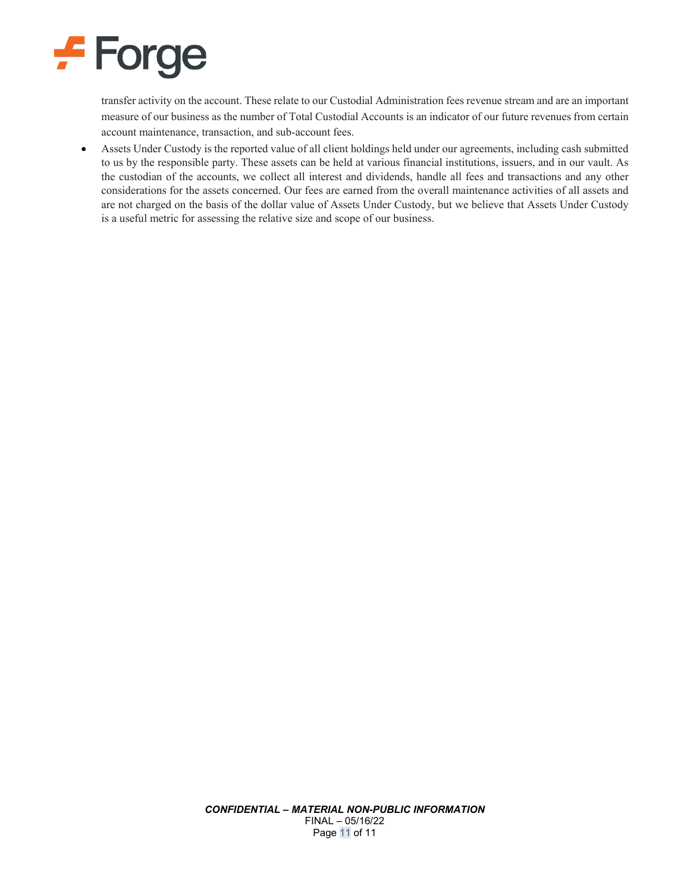transfer activity on the account. These relate to our Custodial Administration fees revenue stream and are an important measure of our business as the number of Total Custodial Accounts is an indicator of our future revenues from certain account maintenance, transaction, and sub-account fees.

- Assets Under Custody is the reported value of all client holdings held under our agreements, including cash submitted to us by the responsible party. These assets can be held at various financial institutions, issuers, and in our vault. As the custodian of the accounts, we collect all interest and dividends, handle all fees and transactions and any other considerations for the assets concerned. Our fees are earned from the overall maintenance activities of all assets and are not charged on the basis of the dollar value of Assets Under Custody, but we believe that Assets Under Custody is a useful metric for assessing the relative size and scope of our business.